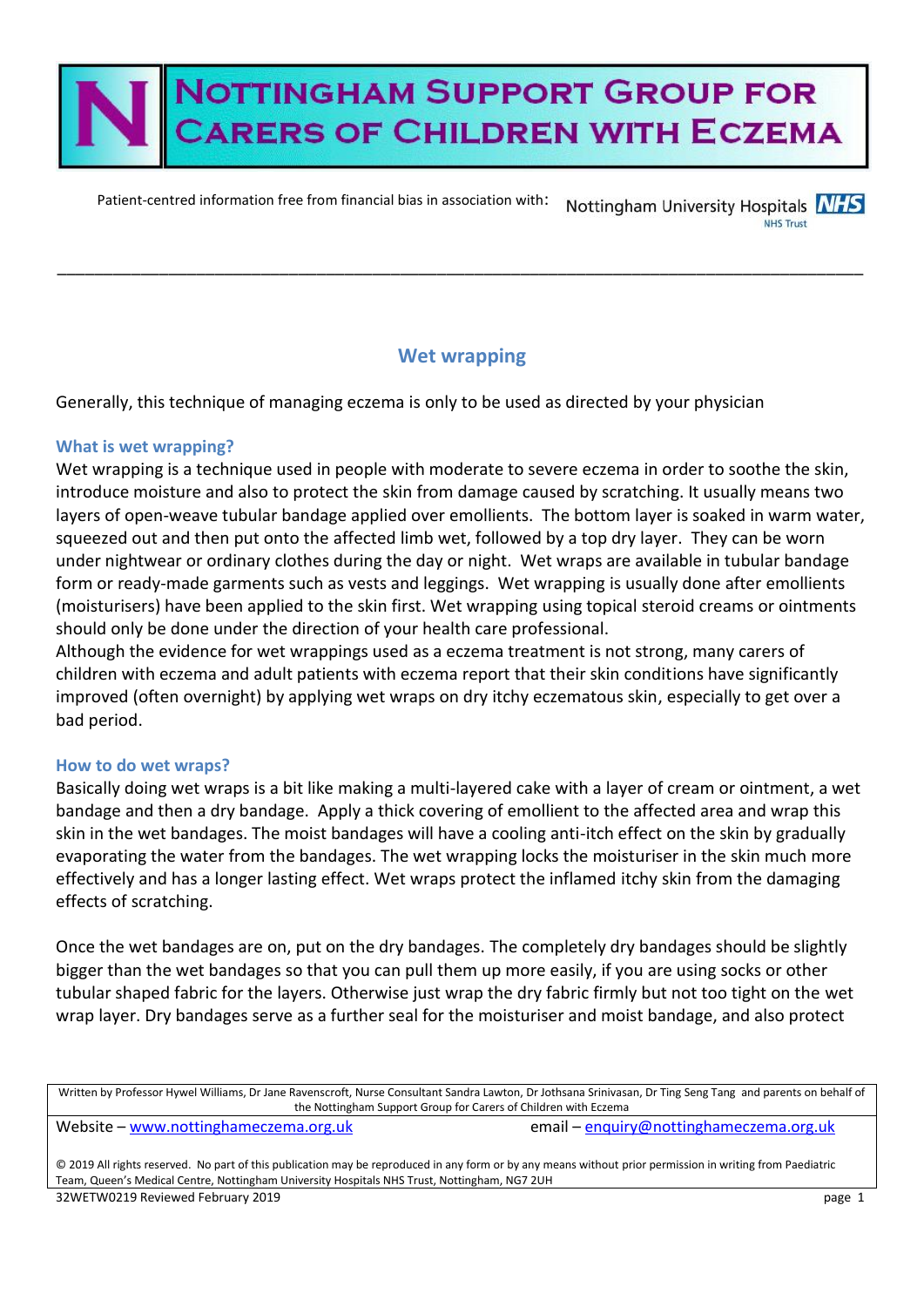# Nottingham Support Group for Carers of Children with Eczema

Patient-centred information free from financial bias in association with: Nottingham University Hospitals NHS Trust

---

## Wet wrapping

Generally, this technique of managing eczema is only to be used as directed by your physician

### What is wet wrapping?

Wet wrapping is a technique used in people with moderate to severe eczema in order to soothe the skin, introduce moisture and also to protect the skin from damage caused by scratching. It usually means two layers of open-weave tubular bandage applied over emollients. The bottom layer is soaked in warm water, squeezed out and then put onto the affected limb wet, followed by a top dry layer. They can be worn under nightwear or ordinary clothes during the day or night. Wet wraps are available in tubular bandage form or ready-made garments such as vests and leggings. Wet wrapping is usually done after emollients (moisturisers) have been applied to the skin first. Wet wrapping using topical steroid creams or ointments should only be done under the direction of your health care professional.
Although the evidence for wet wrappings used as a eczema treatment is not strong, many carers of children with eczema and adult patients with eczema report that their skin conditions have significantly improved (often overnight) by applying wet wraps on dry itchy eczematous skin, especially to get over a bad period.

### How to do wet wraps?

Basically doing wet wraps is a bit like making a multi-layered cake with a layer of cream or ointment, a wet bandage and then a dry bandage. Apply a thick covering of emollient to the affected area and wrap this skin in the wet bandages. The moist bandages will have a cooling anti-itch effect on the skin by gradually evaporating the water from the bandages. The wet wrapping locks the moisturiser in the skin much more effectively and has a longer lasting effect. Wet wraps protect the inflamed itchy skin from the damaging effects of scratching.

Once the wet bandages are on, put on the dry bandages. The completely dry bandages should be slightly bigger than the wet bandages so that you can pull them up more easily, if you are using socks or other tubular shaped fabric for the layers. Otherwise just wrap the dry fabric firmly but not too tight on the wet wrap layer. Dry bandages serve as a further seal for the moisturiser and moist bandage, and also protect

Written by Professor Hywel Williams, Dr Jane Ravenscroft, Nurse Consultant Sandra Lawton, Dr Jothsana Srinivasan, Dr Ting Seng Tang and parents on behalf of the Nottingham Support Group for Carers of Children with Eczema

Website – www.nottinghameczema.org.uk email – enquiry@nottinghameczema.org.uk

© 2019 All rights reserved. No part of this publication may be reproduced in any form or by any means without prior permission in writing from Paediatric Team, Queen's Medical Centre, Nottingham University Hospitals NHS Trust, Nottingham, NG7 2UH

32WETW0219 Reviewed February 2019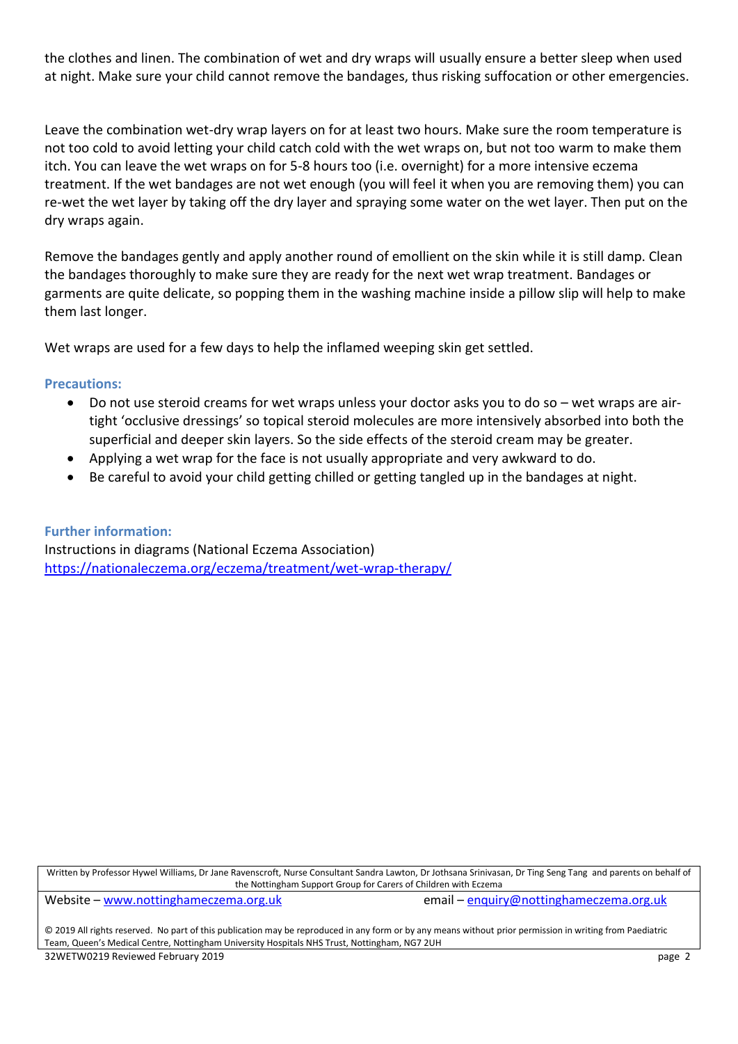the clothes and linen. The combination of wet and dry wraps will usually ensure a better sleep when used at night. Make sure your child cannot remove the bandages, thus risking suffocation or other emergencies.

Leave the combination wet-dry wrap layers on for at least two hours. Make sure the room temperature is not too cold to avoid letting your child catch cold with the wet wraps on, but not too warm to make them itch. You can leave the wet wraps on for 5-8 hours too (i.e. overnight) for a more intensive eczema treatment. If the wet bandages are not wet enough (you will feel it when you are removing them) you can re-wet the wet layer by taking off the dry layer and spraying some water on the wet layer. Then put on the dry wraps again.

Remove the bandages gently and apply another round of emollient on the skin while it is still damp. Clean the bandages thoroughly to make sure they are ready for the next wet wrap treatment. Bandages or garments are quite delicate, so popping them in the washing machine inside a pillow slip will help to make them last longer.

Wet wraps are used for a few days to help the inflamed weeping skin get settled.

### Precautions:

- Do not use steroid creams for wet wraps unless your doctor asks you to do so – wet wraps are air-tight 'occlusive dressings' so topical steroid molecules are more intensively absorbed into both the superficial and deeper skin layers. So the side effects of the steroid cream may be greater.
- Applying a wet wrap for the face is not usually appropriate and very awkward to do.
- Be careful to avoid your child getting chilled or getting tangled up in the bandages at night.

### Further information:

Instructions in diagrams (National Eczema Association)
https://nationaleczema.org/eczema/treatment/wet-wrap-therapy/

Written by Professor Hywel Williams, Dr Jane Ravenscroft, Nurse Consultant Sandra Lawton, Dr Jothsana Srinivasan, Dr Ting Seng Tang and parents on behalf of the Nottingham Support Group for Carers of Children with Eczema

Website – www.nottinghameczema.org.uk email – enquiry@nottinghameczema.org.uk

© 2019 All rights reserved. No part of this publication may be reproduced in any form or by any means without prior permission in writing from Paediatric Team, Queen's Medical Centre, Nottingham University Hospitals NHS Trust, Nottingham, NG7 2UH

32WETW0219 Reviewed February 2019